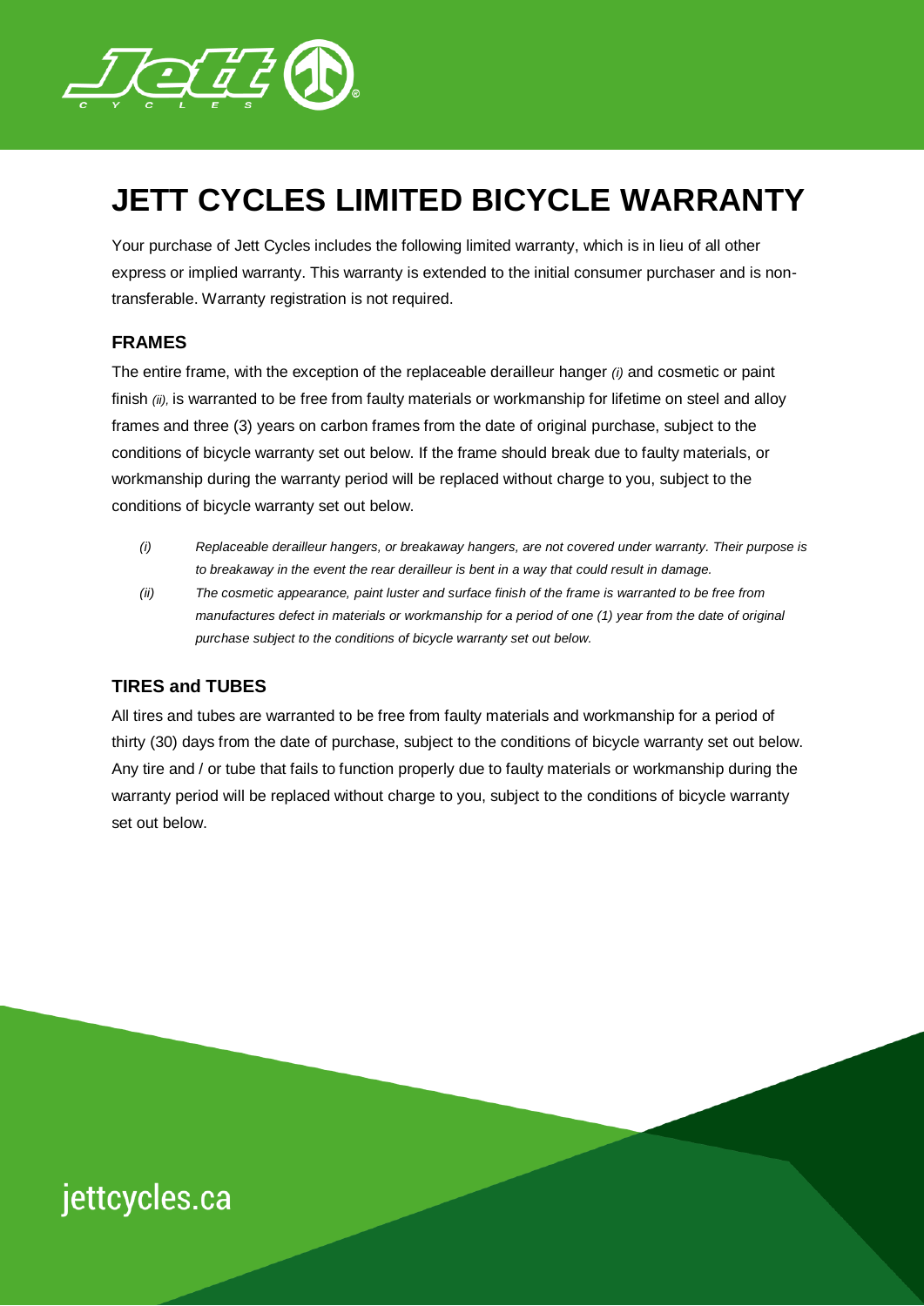# JETT CYCLES LIMITED BICYCLE WARRANTY

Your purchase of Jett Cycles includes the following limited warranty, which is in lieu of all other express or implied warranty. This warranty is extended to the initial consumer purchaser and is non-transferable. Warranty registration is not required.

## FRAMES

The entire frame, with the exception of the replaceable derailleur hanger *(i)* and cosmetic or paint finish *(ii),* is warranted to be free from faulty materials or workmanship for lifetime on steel and alloy frames and three (3) years on carbon frames from the date of original purchase, subject to the conditions of bicycle warranty set out below. If the frame should break due to faulty materials, or workmanship during the warranty period will be replaced without charge to you, subject to the conditions of bicycle warranty set out below.

*(i)* *Replaceable derailleur hangers, or breakaway hangers, are not covered under warranty. Their purpose is to breakaway in the event the rear derailleur is bent in a way that could result in damage.*

*(ii)* *The cosmetic appearance, paint luster and surface finish of the frame is warranted to be free from manufactures defect in materials or workmanship for a period of one (1) year from the date of original purchase subject to the conditions of bicycle warranty set out below.*

## TIRES and TUBES

All tires and tubes are warranted to be free from faulty materials and workmanship for a period of thirty (30) days from the date of purchase, subject to the conditions of bicycle warranty set out below. Any tire and / or tube that fails to function properly due to faulty materials or workmanship during the warranty period will be replaced without charge to you, subject to the conditions of bicycle warranty set out below.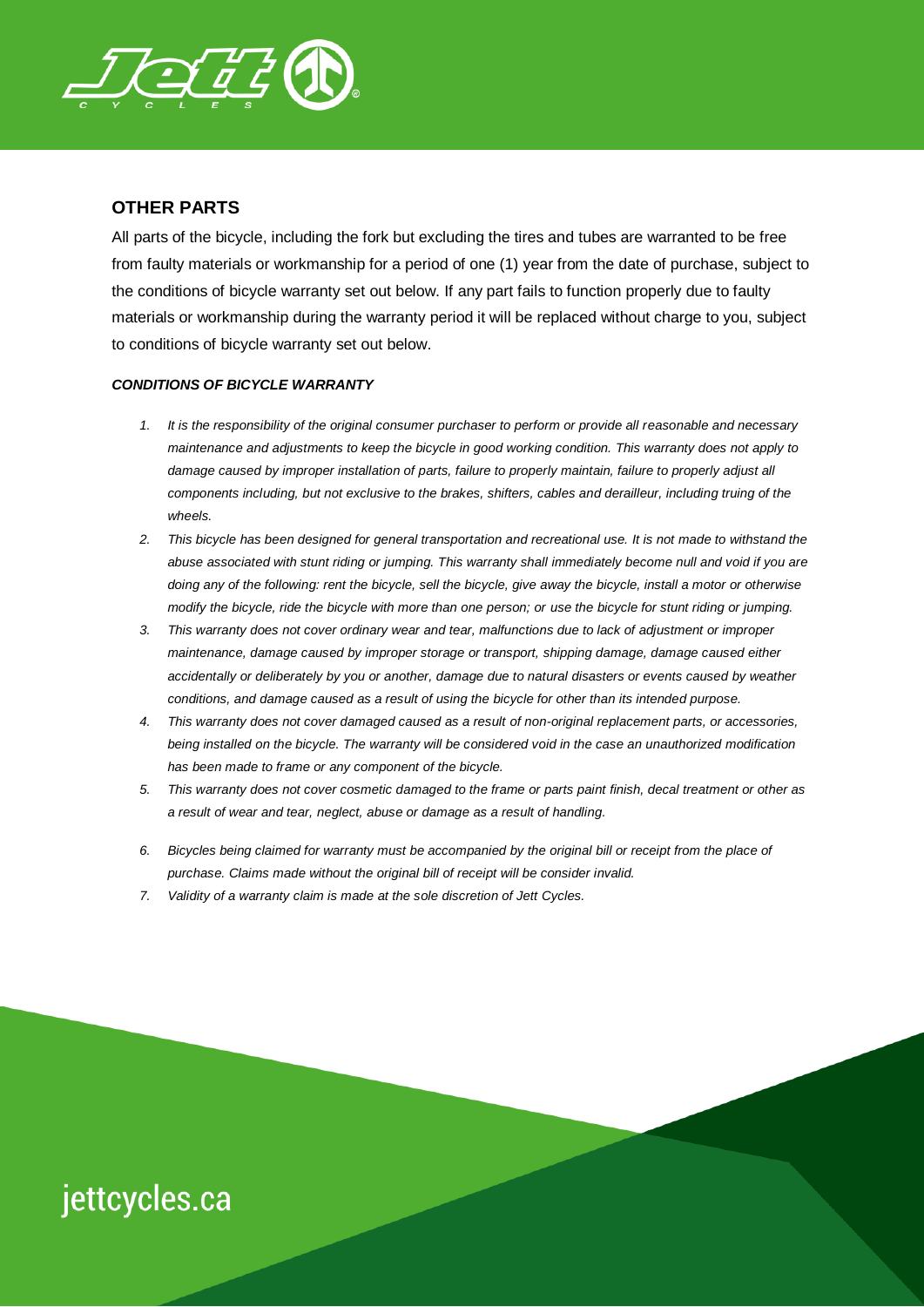## OTHER PARTS

All parts of the bicycle, including the fork but excluding the tires and tubes are warranted to be free from faulty materials or workmanship for a period of one (1) year from the date of purchase, subject to the conditions of bicycle warranty set out below. If any part fails to function properly due to faulty materials or workmanship during the warranty period it will be replaced without charge to you, subject to conditions of bicycle warranty set out below.

***CONDITIONS OF BICYCLE WARRANTY***

1. *It is the responsibility of the original consumer purchaser to perform or provide all reasonable and necessary maintenance and adjustments to keep the bicycle in good working condition. This warranty does not apply to damage caused by improper installation of parts, failure to properly maintain, failure to properly adjust all components including, but not exclusive to the brakes, shifters, cables and derailleur, including truing of the wheels.*
2. *This bicycle has been designed for general transportation and recreational use. It is not made to withstand the abuse associated with stunt riding or jumping. This warranty shall immediately become null and void if you are doing any of the following: rent the bicycle, sell the bicycle, give away the bicycle, install a motor or otherwise modify the bicycle, ride the bicycle with more than one person; or use the bicycle for stunt riding or jumping.*
3. *This warranty does not cover ordinary wear and tear, malfunctions due to lack of adjustment or improper maintenance, damage caused by improper storage or transport, shipping damage, damage caused either accidentally or deliberately by you or another, damage due to natural disasters or events caused by weather conditions, and damage caused as a result of using the bicycle for other than its intended purpose.*
4. *This warranty does not cover damaged caused as a result of non-original replacement parts, or accessories, being installed on the bicycle. The warranty will be considered void in the case an unauthorized modification has been made to frame or any component of the bicycle.*
5. *This warranty does not cover cosmetic damaged to the frame or parts paint finish, decal treatment or other as a result of wear and tear, neglect, abuse or damage as a result of handling.*
6. *Bicycles being claimed for warranty must be accompanied by the original bill or receipt from the place of purchase. Claims made without the original bill of receipt will be consider invalid.*
7. *Validity of a warranty claim is made at the sole discretion of Jett Cycles.*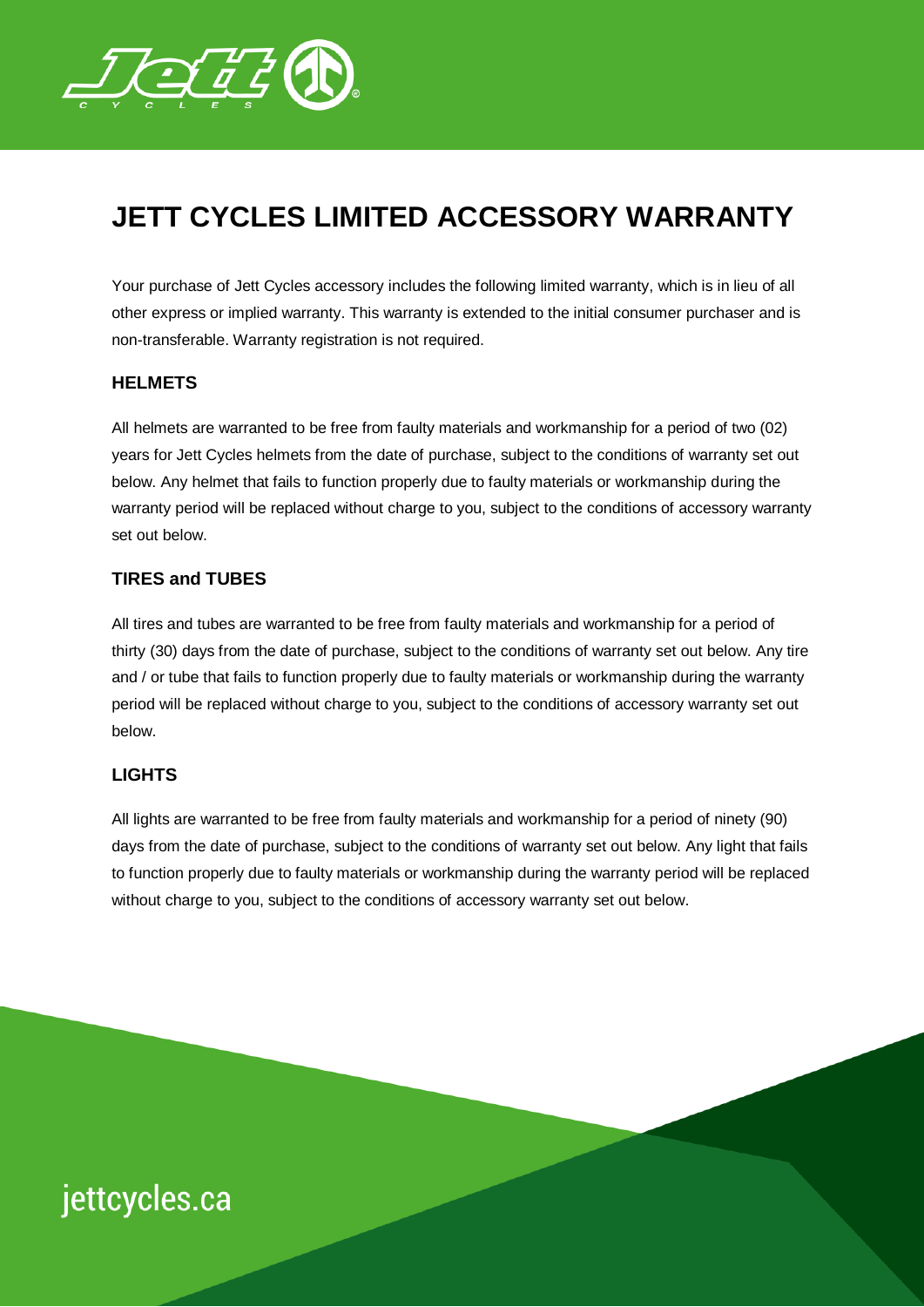# JETT CYCLES LIMITED ACCESSORY WARRANTY

Your purchase of Jett Cycles accessory includes the following limited warranty, which is in lieu of all other express or implied warranty. This warranty is extended to the initial consumer purchaser and is non-transferable. Warranty registration is not required.

### HELMETS

All helmets are warranted to be free from faulty materials and workmanship for a period of two (02) years for Jett Cycles helmets from the date of purchase, subject to the conditions of warranty set out below. Any helmet that fails to function properly due to faulty materials or workmanship during the warranty period will be replaced without charge to you, subject to the conditions of accessory warranty set out below.

### TIRES and TUBES

All tires and tubes are warranted to be free from faulty materials and workmanship for a period of thirty (30) days from the date of purchase, subject to the conditions of warranty set out below. Any tire and / or tube that fails to function properly due to faulty materials or workmanship during the warranty period will be replaced without charge to you, subject to the conditions of accessory warranty set out below.

### LIGHTS

All lights are warranted to be free from faulty materials and workmanship for a period of ninety (90) days from the date of purchase, subject to the conditions of warranty set out below. Any light that fails to function properly due to faulty materials or workmanship during the warranty period will be replaced without charge to you, subject to the conditions of accessory warranty set out below.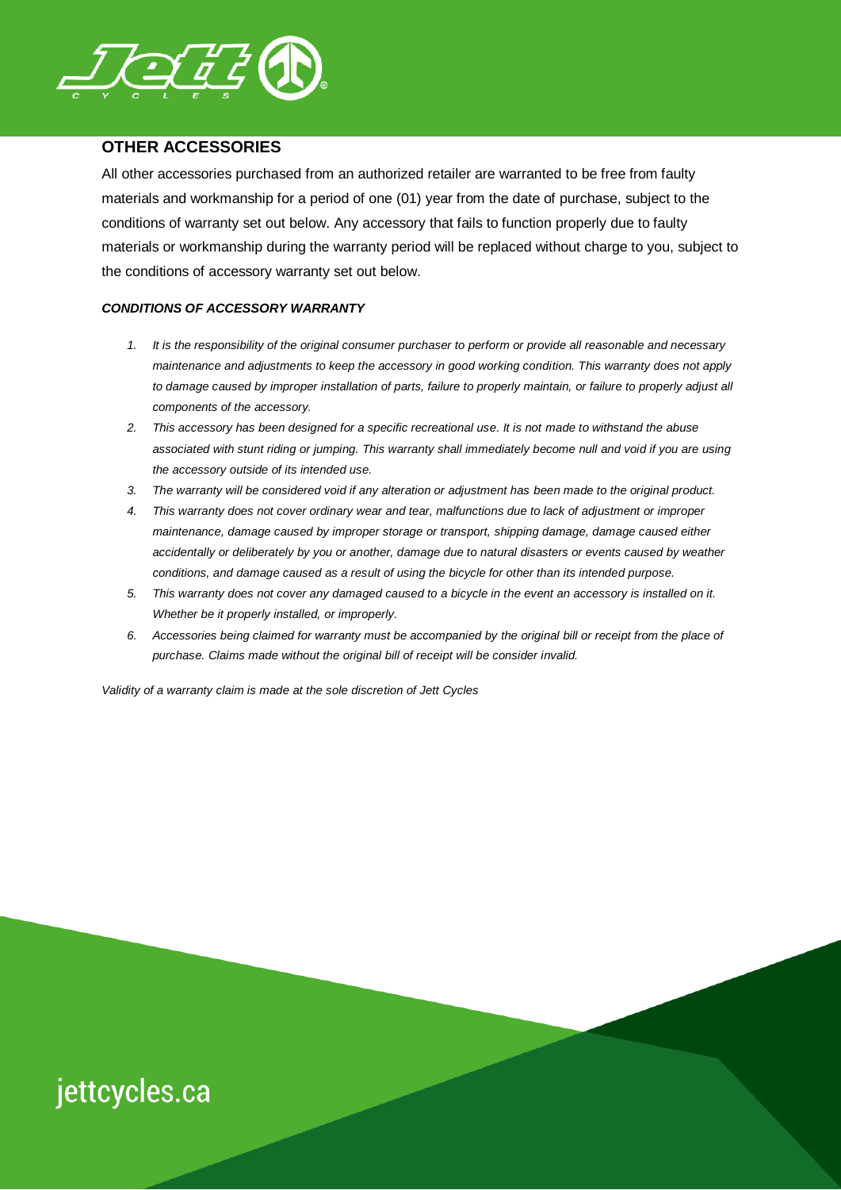## OTHER ACCESSORIES

All other accessories purchased from an authorized retailer are warranted to be free from faulty materials and workmanship for a period of one (01) year from the date of purchase, subject to the conditions of warranty set out below. Any accessory that fails to function properly due to faulty materials or workmanship during the warranty period will be replaced without charge to you, subject to the conditions of accessory warranty set out below.

### *CONDITIONS OF ACCESSORY WARRANTY*

1. *It is the responsibility of the original consumer purchaser to perform or provide all reasonable and necessary maintenance and adjustments to keep the accessory in good working condition. This warranty does not apply to damage caused by improper installation of parts, failure to properly maintain, or failure to properly adjust all components of the accessory.*
2. *This accessory has been designed for a specific recreational use. It is not made to withstand the abuse associated with stunt riding or jumping. This warranty shall immediately become null and void if you are using the accessory outside of its intended use.*
3. *The warranty will be considered void if any alteration or adjustment has been made to the original product.*
4. *This warranty does not cover ordinary wear and tear, malfunctions due to lack of adjustment or improper maintenance, damage caused by improper storage or transport, shipping damage, damage caused either accidentally or deliberately by you or another, damage due to natural disasters or events caused by weather conditions, and damage caused as a result of using the bicycle for other than its intended purpose.*
5. *This warranty does not cover any damaged caused to a bicycle in the event an accessory is installed on it. Whether be it properly installed, or improperly.*
6. *Accessories being claimed for warranty must be accompanied by the original bill or receipt from the place of purchase. Claims made without the original bill of receipt will be consider invalid.*

*Validity of a warranty claim is made at the sole discretion of Jett Cycles*

jettcycles.ca